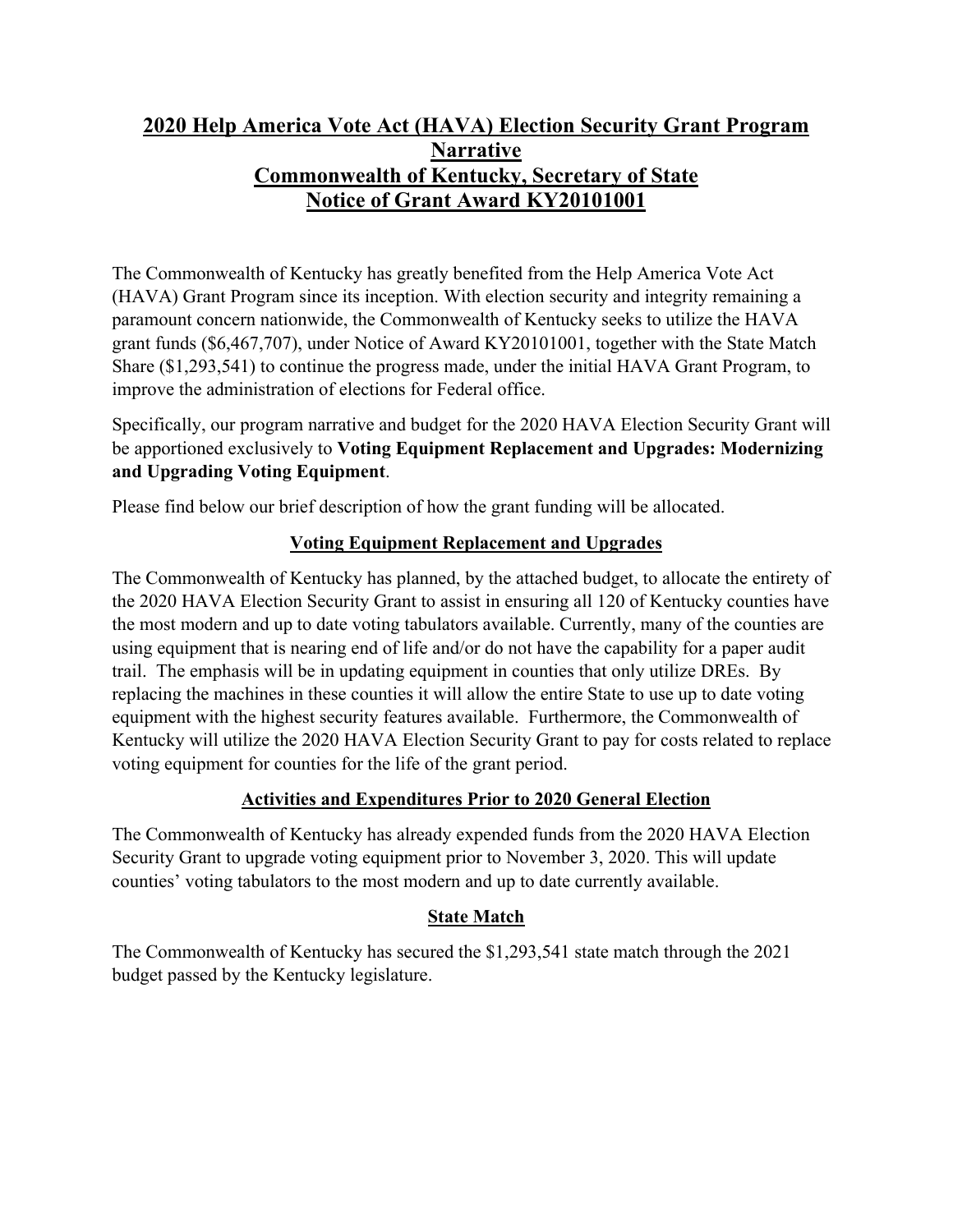# 2020 Help America Vote Act (HAVA) Election Security Grant Program Narrative
# Commonwealth of Kentucky, Secretary of State
# Notice of Grant Award KY20101001

The Commonwealth of Kentucky has greatly benefited from the Help America Vote Act (HAVA) Grant Program since its inception. With election security and integrity remaining a paramount concern nationwide, the Commonwealth of Kentucky seeks to utilize the HAVA grant funds ($6,467,707), under Notice of Award KY20101001, together with the State Match Share ($1,293,541) to continue the progress made, under the initial HAVA Grant Program, to improve the administration of elections for Federal office.

Specifically, our program narrative and budget for the 2020 HAVA Election Security Grant will be apportioned exclusively to **Voting Equipment Replacement and Upgrades: Modernizing and Upgrading Voting Equipment**.

Please find below our brief description of how the grant funding will be allocated.

## Voting Equipment Replacement and Upgrades

The Commonwealth of Kentucky has planned, by the attached budget, to allocate the entirety of the 2020 HAVA Election Security Grant to assist in ensuring all 120 of Kentucky counties have the most modern and up to date voting tabulators available. Currently, many of the counties are using equipment that is nearing end of life and/or do not have the capability for a paper audit trail. The emphasis will be in updating equipment in counties that only utilize DREs. By replacing the machines in these counties it will allow the entire State to use up to date voting equipment with the highest security features available. Furthermore, the Commonwealth of Kentucky will utilize the 2020 HAVA Election Security Grant to pay for costs related to replace voting equipment for counties for the life of the grant period.

## Activities and Expenditures Prior to 2020 General Election

The Commonwealth of Kentucky has already expended funds from the 2020 HAVA Election Security Grant to upgrade voting equipment prior to November 3, 2020. This will update counties' voting tabulators to the most modern and up to date currently available.

## State Match

The Commonwealth of Kentucky has secured the $1,293,541 state match through the 2021 budget passed by the Kentucky legislature.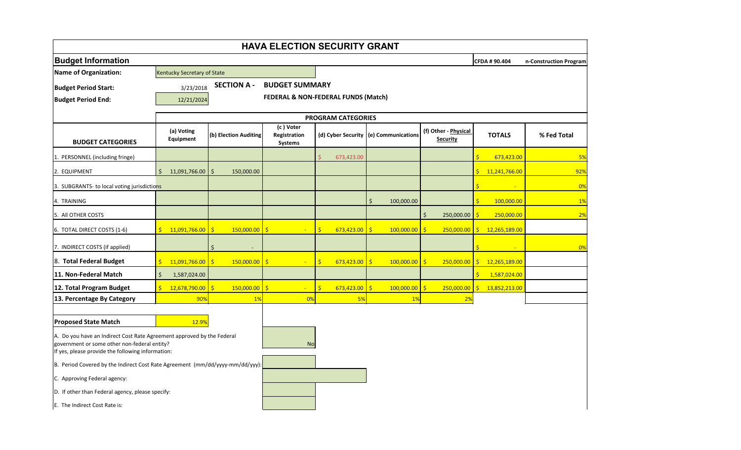# HAVA ELECTION SECURITY GRANT

**Budget Information** — CFDA # 90.404 — n-Construction Program

**Name of Organization:** Kentucky Secretary of State

**Budget Period Start:** 3/23/2018

**Budget Period End:** 12/21/2024

**SECTION A - BUDGET SUMMARY**

**FEDERAL & NON-FEDERAL FUNDS (Match)**

| | PROGRAM CATEGORIES | | | | | | | |
|---|---|---|---|---|---|---|---|---|
| **BUDGET CATEGORIES** | (a) Voting Equipment | (b) Election Auditing | (c ) Voter Registration Systems | (d) Cyber Security | (e) Communications | (f) Other - Physical Security | **TOTALS** | **% Fed Total** |
| 1. PERSONNEL (including fringe) | | | | $ 673,423.00 | | | $ 673,423.00 | 5% |
| 2. EQUIPMENT | $ 11,091,766.00 | $ 150,000.00 | | | | | $ 11,241,766.00 | 92% |
| 3. SUBGRANTS- to local voting jurisdictions | | | | | | | $ - | 0% |
| 4. TRAINING | | | | | $ 100,000.00 | | $ 100,000.00 | 1% |
| 5. All OTHER COSTS | | | | | | $ 250,000.00 | $ 250,000.00 | 2% |
| 6. TOTAL DIRECT COSTS (1-6) | $ 11,091,766.00 | $ 150,000.00 | $ - | $ 673,423.00 | $ 100,000.00 | $ 250,000.00 | $ 12,265,189.00 | |
| 7. INDIRECT COSTS (if applied) | | $ - | | | | | $ - | 0% |
| **8. Total Federal Budget** | $ 11,091,766.00 | $ 150,000.00 | $ - | $ 673,423.00 | $ 100,000.00 | $ 250,000.00 | $ 12,265,189.00 | |
| **11. Non-Federal Match** | $ 1,587,024.00 | | | | | | $ 1,587,024.00 | |
| **12. Total Program Budget** | $ 12,678,790.00 | $ 150,000.00 | $ - | $ 673,423.00 | $ 100,000.00 | $ 250,000.00 | $ 13,852,213.00 | |
| **13. Percentage By Category** | 90% | 1% | 0% | 5% | 1% | 2% | | |

**Proposed State Match** 12.9%

A. Do you have an Indirect Cost Rate Agreement approved by the Federal government or some other non-federal entity? No
If yes, please provide the following information:

B. Period Covered by the Indirect Cost Rate Agreement (mm/dd/yyyy-mm/dd/yyy):

C. Approving Federal agency:

D. If other than Federal agency, please specify:

E. The Indirect Cost Rate is: